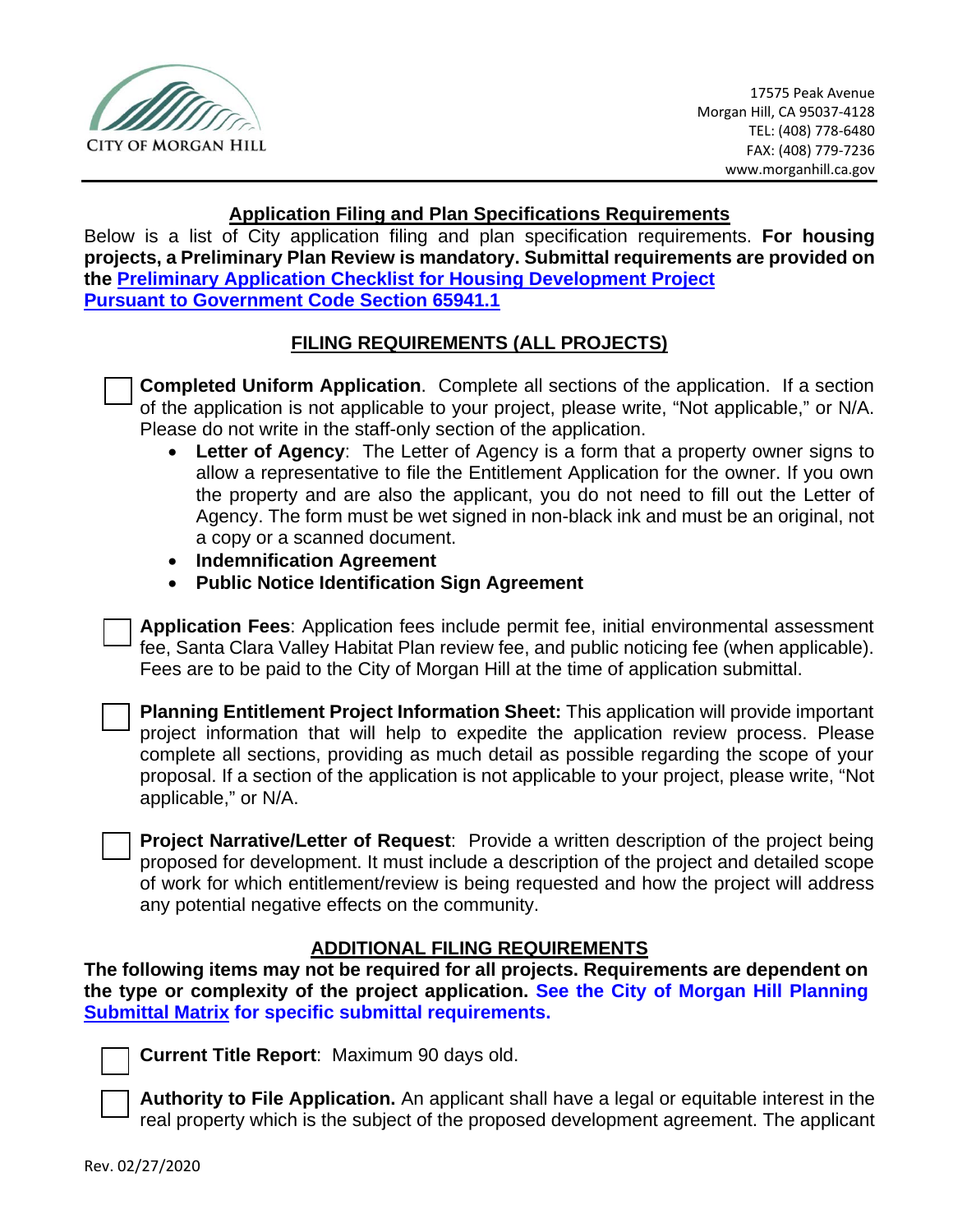CITY OF MORGAN HILL

17575 Peak Avenue
Morgan Hill, CA 95037-4128
TEL: (408) 778-6480
FAX: (408) 779-7236
www.morganhill.ca.gov

## Application Filing and Plan Specifications Requirements

Below is a list of City application filing and plan specification requirements. **For housing projects, a Preliminary Plan Review is mandatory. Submittal requirements are provided on the [Preliminary Application Checklist for Housing Development Project Pursuant to Government Code Section 65941.1]**

## FILING REQUIREMENTS (ALL PROJECTS)

- [ ] **Completed Uniform Application**. Complete all sections of the application. If a section of the application is not applicable to your project, please write, "Not applicable," or N/A. Please do not write in the staff-only section of the application.
  - **Letter of Agency**: The Letter of Agency is a form that a property owner signs to allow a representative to file the Entitlement Application for the owner. If you own the property and are also the applicant, you do not need to fill out the Letter of Agency. The form must be wet signed in non-black ink and must be an original, not a copy or a scanned document.
  - **Indemnification Agreement**
  - **Public Notice Identification Sign Agreement**

- [ ] **Application Fees**: Application fees include permit fee, initial environmental assessment fee, Santa Clara Valley Habitat Plan review fee, and public noticing fee (when applicable). Fees are to be paid to the City of Morgan Hill at the time of application submittal.

- [ ] **Planning Entitlement Project Information Sheet:** This application will provide important project information that will help to expedite the application review process. Please complete all sections, providing as much detail as possible regarding the scope of your proposal. If a section of the application is not applicable to your project, please write, "Not applicable," or N/A.

- [ ] **Project Narrative/Letter of Request**: Provide a written description of the project being proposed for development. It must include a description of the project and detailed scope of work for which entitlement/review is being requested and how the project will address any potential negative effects on the community.

## ADDITIONAL FILING REQUIREMENTS

**The following items may not be required for all projects. Requirements are dependent on the type or complexity of the project application. See the City of Morgan Hill [Planning Submittal Matrix] for specific submittal requirements.**

- [ ] **Current Title Report**: Maximum 90 days old.

- [ ] **Authority to File Application.** An applicant shall have a legal or equitable interest in the real property which is the subject of the proposed development agreement. The applicant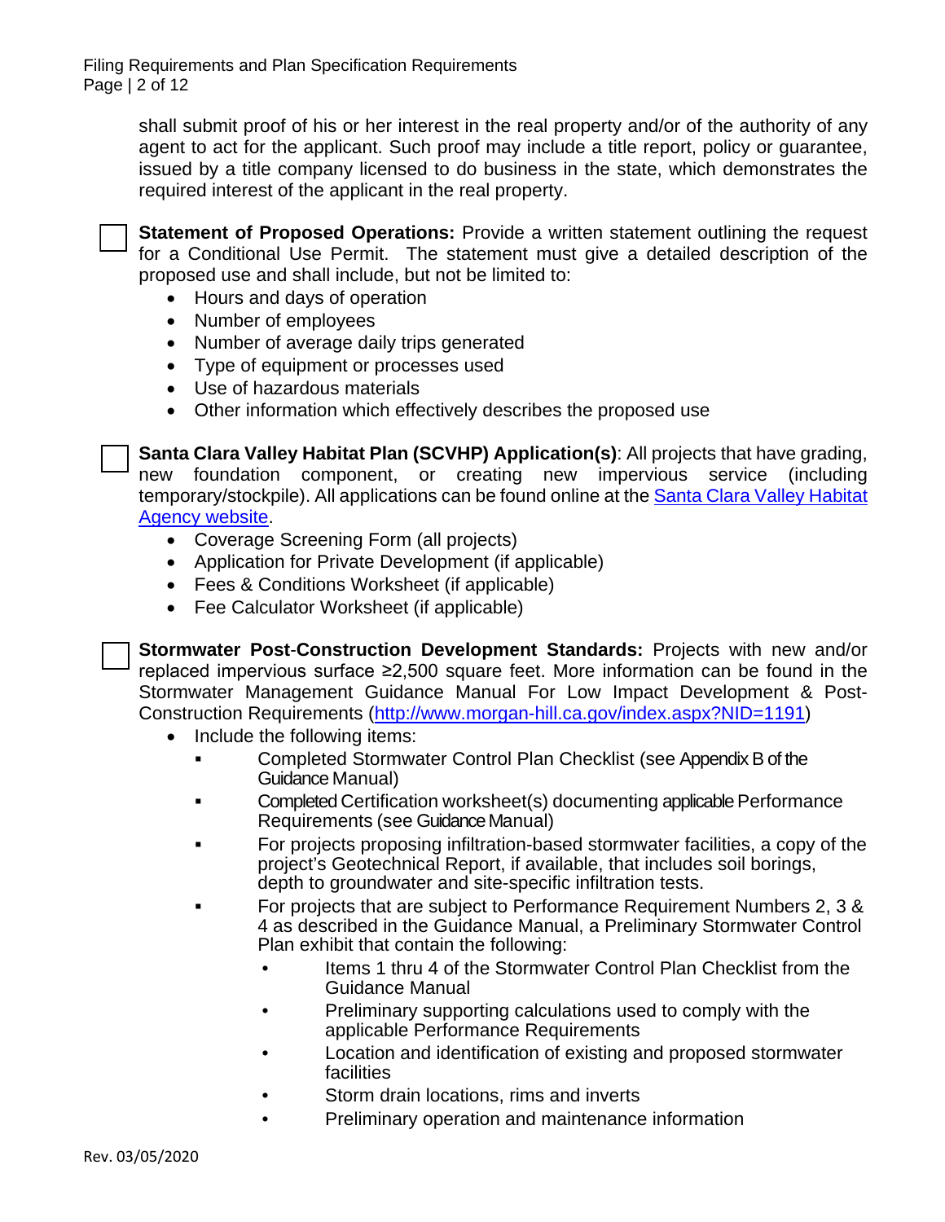shall submit proof of his or her interest in the real property and/or of the authority of any agent to act for the applicant. Such proof may include a title report, policy or guarantee, issued by a title company licensed to do business in the state, which demonstrates the required interest of the applicant in the real property.

☐ **Statement of Proposed Operations:** Provide a written statement outlining the request for a Conditional Use Permit. The statement must give a detailed description of the proposed use and shall include, but not be limited to:

- Hours and days of operation
- Number of employees
- Number of average daily trips generated
- Type of equipment or processes used
- Use of hazardous materials
- Other information which effectively describes the proposed use

☐ **Santa Clara Valley Habitat Plan (SCVHP) Application(s)**: All projects that have grading, new foundation component, or creating new impervious service (including temporary/stockpile). All applications can be found online at the [Santa Clara Valley Habitat Agency website](Santa Clara Valley Habitat Agency website).

- Coverage Screening Form (all projects)
- Application for Private Development (if applicable)
- Fees & Conditions Worksheet (if applicable)
- Fee Calculator Worksheet (if applicable)

☐ **Stormwater Post-Construction Development Standards:** Projects with new and/or replaced impervious surface ≥2,500 square feet. More information can be found in the Stormwater Management Guidance Manual For Low Impact Development & Post-Construction Requirements (http://www.morgan-hill.ca.gov/index.aspx?NID=1191)

- Include the following items:
  - Completed Stormwater Control Plan Checklist (see Appendix B of the Guidance Manual)
  - Completed Certification worksheet(s) documenting applicable Performance Requirements (see Guidance Manual)
  - For projects proposing infiltration-based stormwater facilities, a copy of the project's Geotechnical Report, if available, that includes soil borings, depth to groundwater and site-specific infiltration tests.
  - For projects that are subject to Performance Requirement Numbers 2, 3 & 4 as described in the Guidance Manual, a Preliminary Stormwater Control Plan exhibit that contain the following:
    - Items 1 thru 4 of the Stormwater Control Plan Checklist from the Guidance Manual
    - Preliminary supporting calculations used to comply with the applicable Performance Requirements
    - Location and identification of existing and proposed stormwater facilities
    - Storm drain locations, rims and inverts
    - Preliminary operation and maintenance information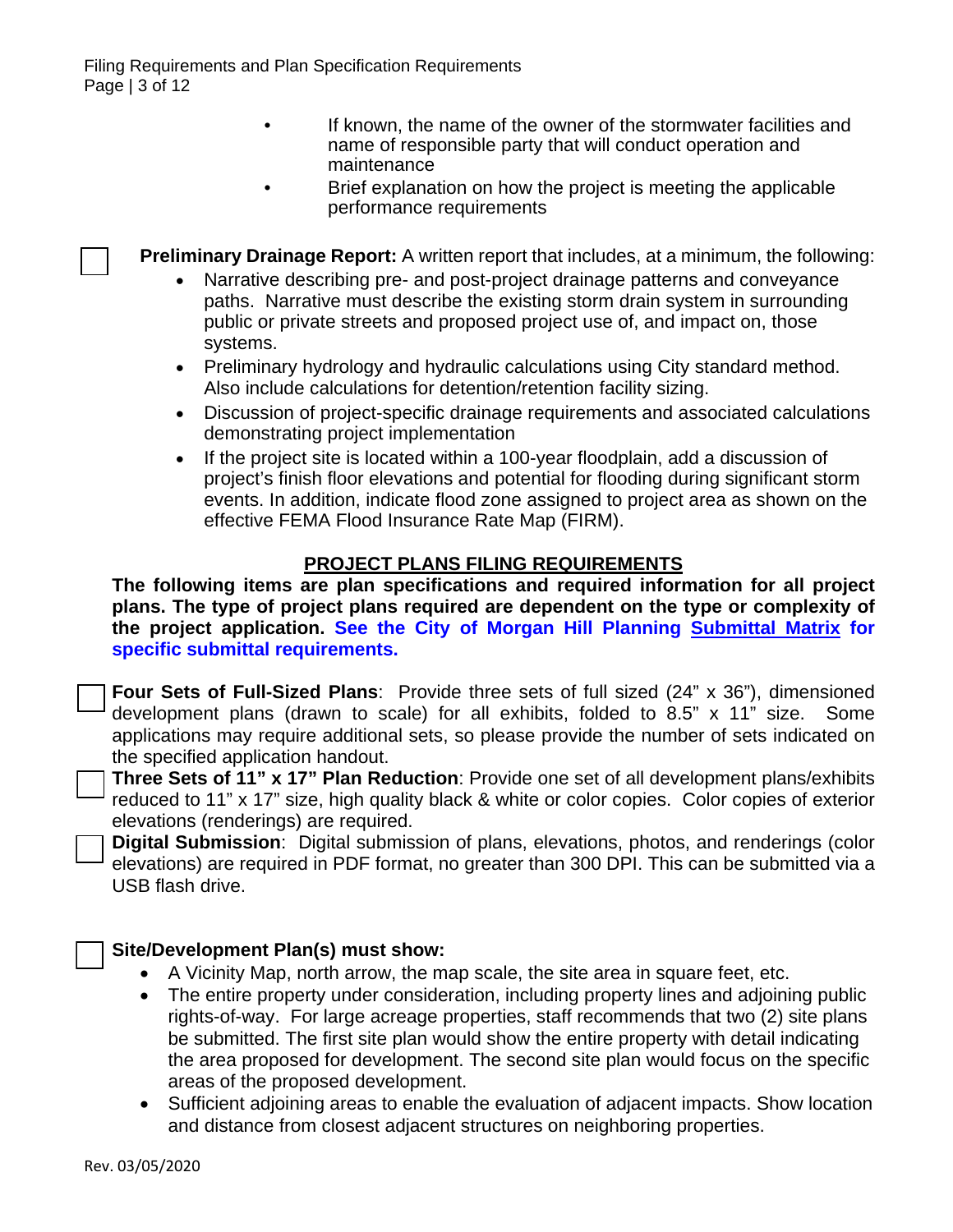- If known, the name of the owner of the stormwater facilities and name of responsible party that will conduct operation and maintenance
- Brief explanation on how the project is meeting the applicable performance requirements

☐ **Preliminary Drainage Report:** A written report that includes, at a minimum, the following:

- Narrative describing pre- and post-project drainage patterns and conveyance paths. Narrative must describe the existing storm drain system in surrounding public or private streets and proposed project use of, and impact on, those systems.
- Preliminary hydrology and hydraulic calculations using City standard method. Also include calculations for detention/retention facility sizing.
- Discussion of project-specific drainage requirements and associated calculations demonstrating project implementation
- If the project site is located within a 100-year floodplain, add a discussion of project's finish floor elevations and potential for flooding during significant storm events. In addition, indicate flood zone assigned to project area as shown on the effective FEMA Flood Insurance Rate Map (FIRM).

## PROJECT PLANS FILING REQUIREMENTS

**The following items are plan specifications and required information for all project plans. The type of project plans required are dependent on the type or complexity of the project application. See the City of Morgan Hill Planning Submittal Matrix for specific submittal requirements.**

☐ **Four Sets of Full-Sized Plans**: Provide three sets of full sized (24" x 36"), dimensioned development plans (drawn to scale) for all exhibits, folded to 8.5" x 11" size. Some applications may require additional sets, so please provide the number of sets indicated on the specified application handout.

☐ **Three Sets of 11" x 17" Plan Reduction**: Provide one set of all development plans/exhibits reduced to 11" x 17" size, high quality black & white or color copies. Color copies of exterior elevations (renderings) are required.

☐ **Digital Submission**: Digital submission of plans, elevations, photos, and renderings (color elevations) are required in PDF format, no greater than 300 DPI. This can be submitted via a USB flash drive.

☐ **Site/Development Plan(s) must show:**

- A Vicinity Map, north arrow, the map scale, the site area in square feet, etc.
- The entire property under consideration, including property lines and adjoining public rights-of-way. For large acreage properties, staff recommends that two (2) site plans be submitted. The first site plan would show the entire property with detail indicating the area proposed for development. The second site plan would focus on the specific areas of the proposed development.
- Sufficient adjoining areas to enable the evaluation of adjacent impacts. Show location and distance from closest adjacent structures on neighboring properties.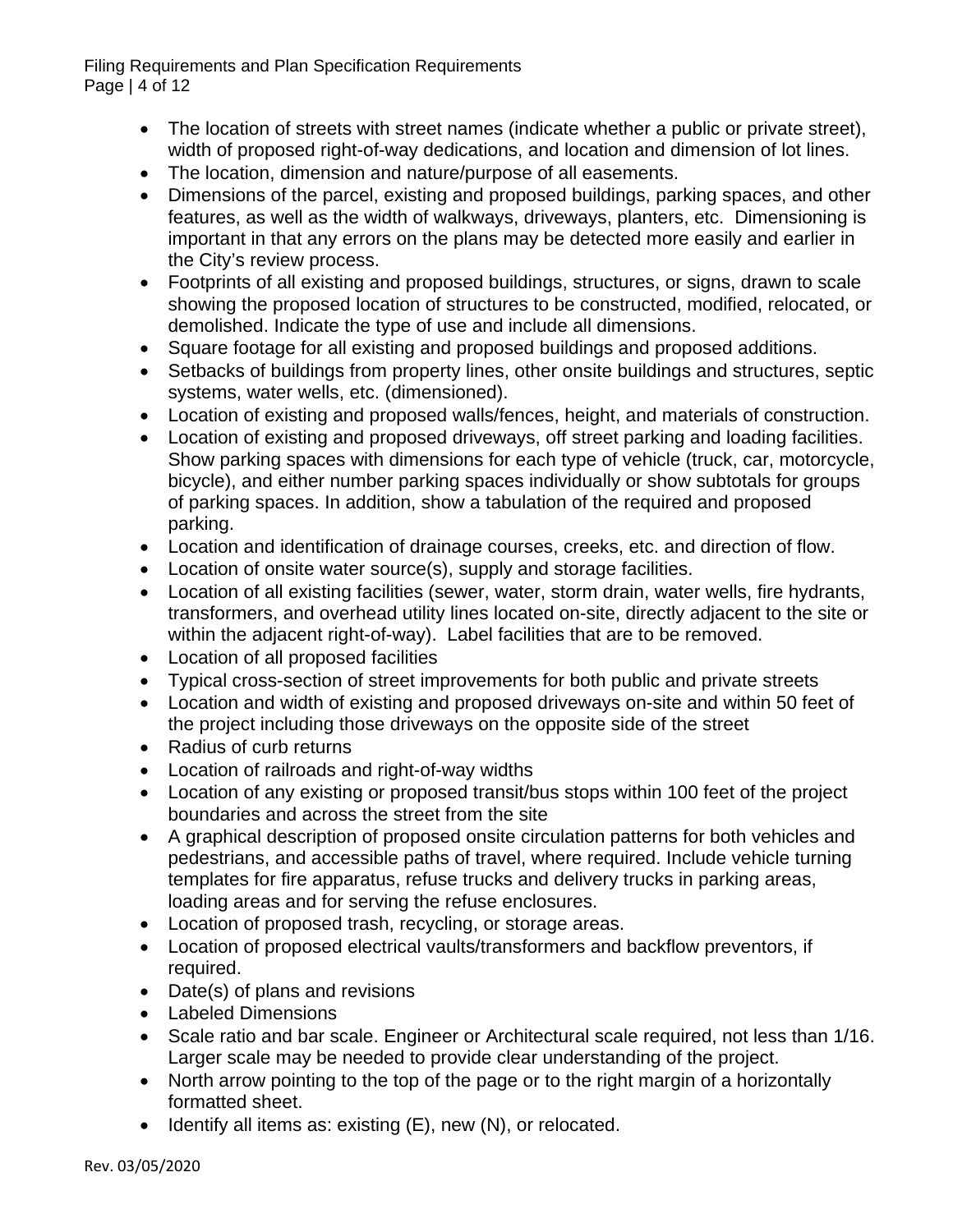- The location of streets with street names (indicate whether a public or private street), width of proposed right-of-way dedications, and location and dimension of lot lines.
- The location, dimension and nature/purpose of all easements.
- Dimensions of the parcel, existing and proposed buildings, parking spaces, and other features, as well as the width of walkways, driveways, planters, etc. Dimensioning is important in that any errors on the plans may be detected more easily and earlier in the City's review process.
- Footprints of all existing and proposed buildings, structures, or signs, drawn to scale showing the proposed location of structures to be constructed, modified, relocated, or demolished. Indicate the type of use and include all dimensions.
- Square footage for all existing and proposed buildings and proposed additions.
- Setbacks of buildings from property lines, other onsite buildings and structures, septic systems, water wells, etc. (dimensioned).
- Location of existing and proposed walls/fences, height, and materials of construction.
- Location of existing and proposed driveways, off street parking and loading facilities. Show parking spaces with dimensions for each type of vehicle (truck, car, motorcycle, bicycle), and either number parking spaces individually or show subtotals for groups of parking spaces. In addition, show a tabulation of the required and proposed parking.
- Location and identification of drainage courses, creeks, etc. and direction of flow.
- Location of onsite water source(s), supply and storage facilities.
- Location of all existing facilities (sewer, water, storm drain, water wells, fire hydrants, transformers, and overhead utility lines located on-site, directly adjacent to the site or within the adjacent right-of-way). Label facilities that are to be removed.
- Location of all proposed facilities
- Typical cross-section of street improvements for both public and private streets
- Location and width of existing and proposed driveways on-site and within 50 feet of the project including those driveways on the opposite side of the street
- Radius of curb returns
- Location of railroads and right-of-way widths
- Location of any existing or proposed transit/bus stops within 100 feet of the project boundaries and across the street from the site
- A graphical description of proposed onsite circulation patterns for both vehicles and pedestrians, and accessible paths of travel, where required. Include vehicle turning templates for fire apparatus, refuse trucks and delivery trucks in parking areas, loading areas and for serving the refuse enclosures.
- Location of proposed trash, recycling, or storage areas.
- Location of proposed electrical vaults/transformers and backflow preventors, if required.
- Date(s) of plans and revisions
- Labeled Dimensions
- Scale ratio and bar scale. Engineer or Architectural scale required, not less than 1/16. Larger scale may be needed to provide clear understanding of the project.
- North arrow pointing to the top of the page or to the right margin of a horizontally formatted sheet.
- Identify all items as: existing (E), new (N), or relocated.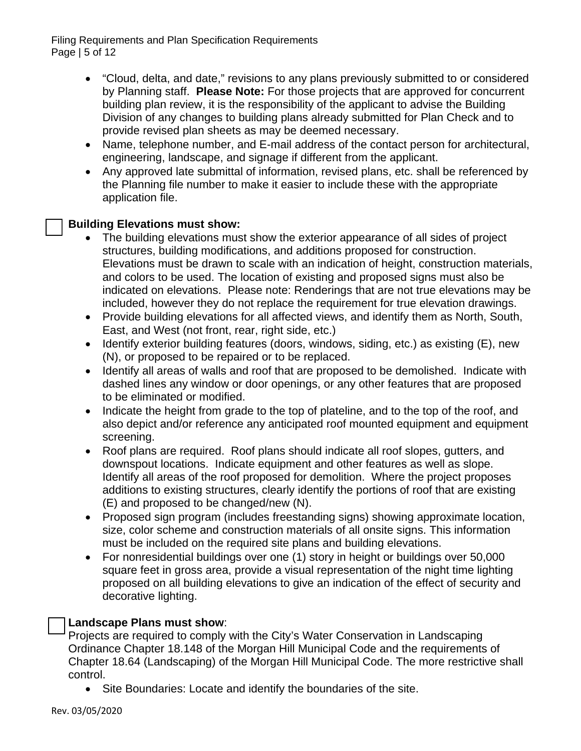- "Cloud, delta, and date," revisions to any plans previously submitted to or considered by Planning staff. **Please Note:** For those projects that are approved for concurrent building plan review, it is the responsibility of the applicant to advise the Building Division of any changes to building plans already submitted for Plan Check and to provide revised plan sheets as may be deemed necessary.
- Name, telephone number, and E-mail address of the contact person for architectural, engineering, landscape, and signage if different from the applicant.
- Any approved late submittal of information, revised plans, etc. shall be referenced by the Planning file number to make it easier to include these with the appropriate application file.

☐ **Building Elevations must show:**

- The building elevations must show the exterior appearance of all sides of project structures, building modifications, and additions proposed for construction. Elevations must be drawn to scale with an indication of height, construction materials, and colors to be used. The location of existing and proposed signs must also be indicated on elevations. Please note: Renderings that are not true elevations may be included, however they do not replace the requirement for true elevation drawings.
- Provide building elevations for all affected views, and identify them as North, South, East, and West (not front, rear, right side, etc.)
- Identify exterior building features (doors, windows, siding, etc.) as existing (E), new (N), or proposed to be repaired or to be replaced.
- Identify all areas of walls and roof that are proposed to be demolished. Indicate with dashed lines any window or door openings, or any other features that are proposed to be eliminated or modified.
- Indicate the height from grade to the top of plateline, and to the top of the roof, and also depict and/or reference any anticipated roof mounted equipment and equipment screening.
- Roof plans are required. Roof plans should indicate all roof slopes, gutters, and downspout locations. Indicate equipment and other features as well as slope. Identify all areas of the roof proposed for demolition. Where the project proposes additions to existing structures, clearly identify the portions of roof that are existing (E) and proposed to be changed/new (N).
- Proposed sign program (includes freestanding signs) showing approximate location, size, color scheme and construction materials of all onsite signs. This information must be included on the required site plans and building elevations.
- For nonresidential buildings over one (1) story in height or buildings over 50,000 square feet in gross area, provide a visual representation of the night time lighting proposed on all building elevations to give an indication of the effect of security and decorative lighting.

☐ **Landscape Plans must show**:

Projects are required to comply with the City's Water Conservation in Landscaping Ordinance Chapter 18.148 of the Morgan Hill Municipal Code and the requirements of Chapter 18.64 (Landscaping) of the Morgan Hill Municipal Code. The more restrictive shall control.

- Site Boundaries: Locate and identify the boundaries of the site.

Rev. 03/05/2020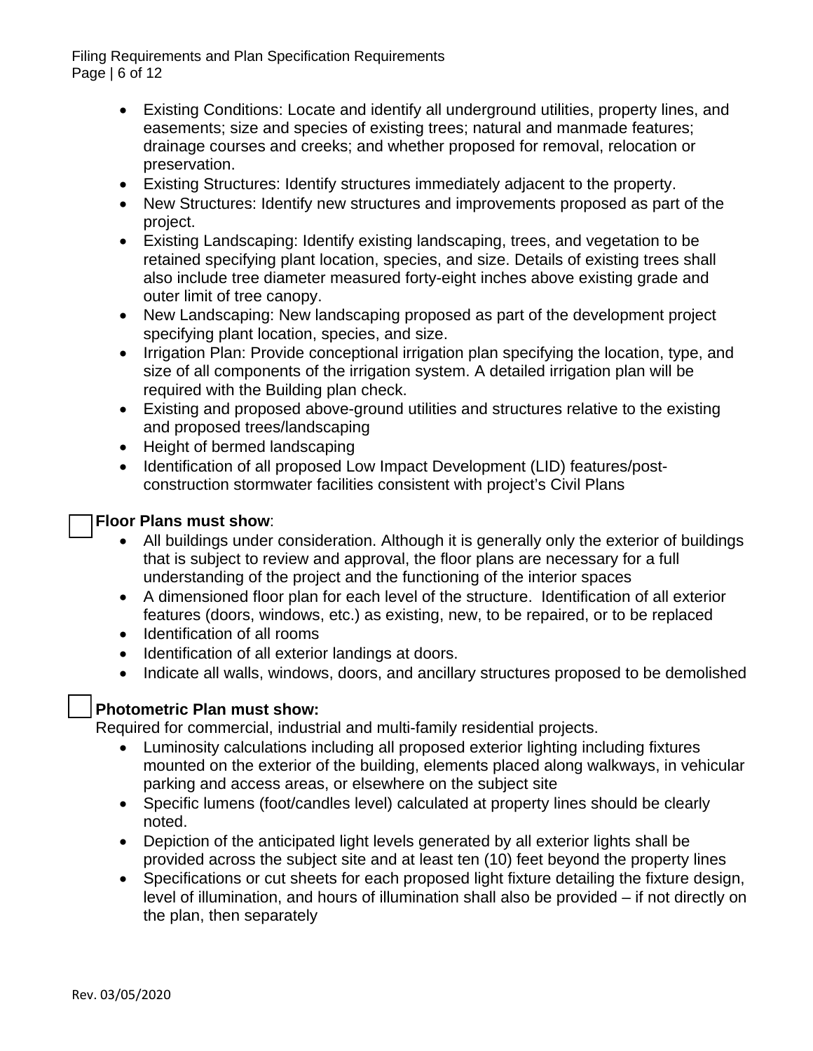- Existing Conditions: Locate and identify all underground utilities, property lines, and easements; size and species of existing trees; natural and manmade features; drainage courses and creeks; and whether proposed for removal, relocation or preservation.
- Existing Structures: Identify structures immediately adjacent to the property.
- New Structures: Identify new structures and improvements proposed as part of the project.
- Existing Landscaping: Identify existing landscaping, trees, and vegetation to be retained specifying plant location, species, and size. Details of existing trees shall also include tree diameter measured forty-eight inches above existing grade and outer limit of tree canopy.
- New Landscaping: New landscaping proposed as part of the development project specifying plant location, species, and size.
- Irrigation Plan: Provide conceptional irrigation plan specifying the location, type, and size of all components of the irrigation system. A detailed irrigation plan will be required with the Building plan check.
- Existing and proposed above-ground utilities and structures relative to the existing and proposed trees/landscaping
- Height of bermed landscaping
- Identification of all proposed Low Impact Development (LID) features/post-construction stormwater facilities consistent with project's Civil Plans

☐ **Floor Plans must show**:

- All buildings under consideration. Although it is generally only the exterior of buildings that is subject to review and approval, the floor plans are necessary for a full understanding of the project and the functioning of the interior spaces
- A dimensioned floor plan for each level of the structure. Identification of all exterior features (doors, windows, etc.) as existing, new, to be repaired, or to be replaced
- Identification of all rooms
- Identification of all exterior landings at doors.
- Indicate all walls, windows, doors, and ancillary structures proposed to be demolished

☐ **Photometric Plan must show:**

Required for commercial, industrial and multi-family residential projects.

- Luminosity calculations including all proposed exterior lighting including fixtures mounted on the exterior of the building, elements placed along walkways, in vehicular parking and access areas, or elsewhere on the subject site
- Specific lumens (foot/candles level) calculated at property lines should be clearly noted.
- Depiction of the anticipated light levels generated by all exterior lights shall be provided across the subject site and at least ten (10) feet beyond the property lines
- Specifications or cut sheets for each proposed light fixture detailing the fixture design, level of illumination, and hours of illumination shall also be provided – if not directly on the plan, then separately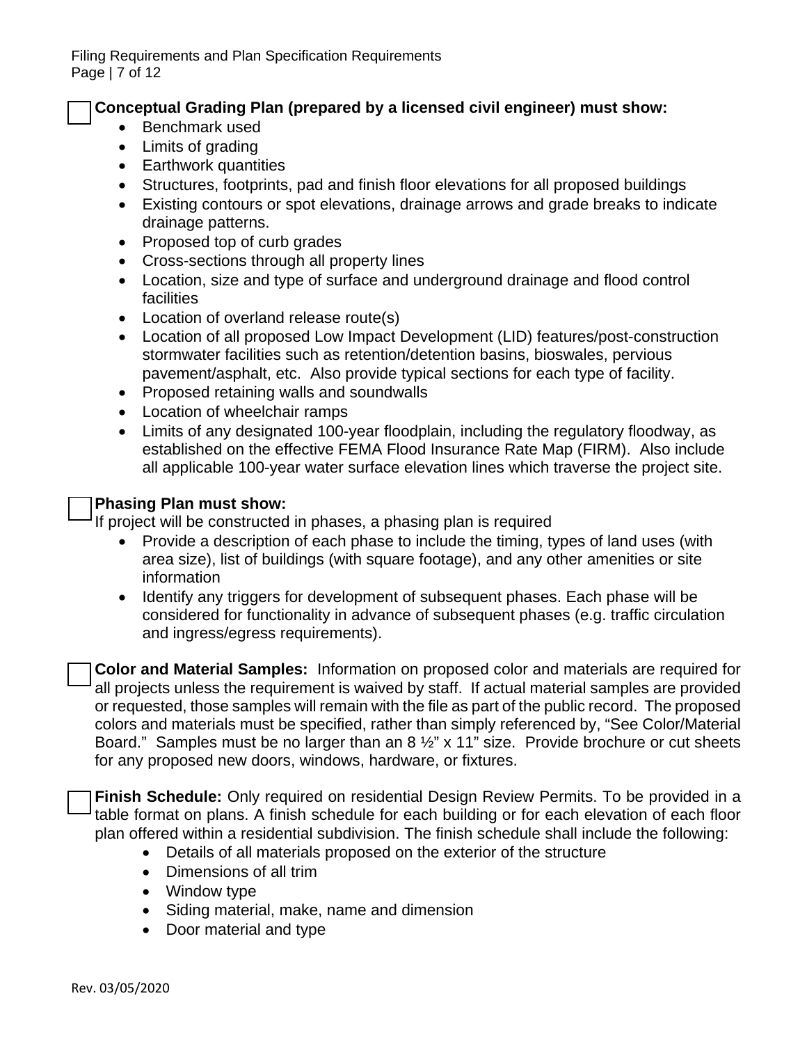☐ **Conceptual Grading Plan (prepared by a licensed civil engineer) must show:**

- Benchmark used
- Limits of grading
- Earthwork quantities
- Structures, footprints, pad and finish floor elevations for all proposed buildings
- Existing contours or spot elevations, drainage arrows and grade breaks to indicate drainage patterns.
- Proposed top of curb grades
- Cross-sections through all property lines
- Location, size and type of surface and underground drainage and flood control facilities
- Location of overland release route(s)
- Location of all proposed Low Impact Development (LID) features/post-construction stormwater facilities such as retention/detention basins, bioswales, pervious pavement/asphalt, etc. Also provide typical sections for each type of facility.
- Proposed retaining walls and soundwalls
- Location of wheelchair ramps
- Limits of any designated 100-year floodplain, including the regulatory floodway, as established on the effective FEMA Flood Insurance Rate Map (FIRM). Also include all applicable 100-year water surface elevation lines which traverse the project site.

☐ **Phasing Plan must show:**

If project will be constructed in phases, a phasing plan is required

- Provide a description of each phase to include the timing, types of land uses (with area size), list of buildings (with square footage), and any other amenities or site information
- Identify any triggers for development of subsequent phases. Each phase will be considered for functionality in advance of subsequent phases (e.g. traffic circulation and ingress/egress requirements).

☐ **Color and Material Samples:** Information on proposed color and materials are required for all projects unless the requirement is waived by staff. If actual material samples are provided or requested, those samples will remain with the file as part of the public record. The proposed colors and materials must be specified, rather than simply referenced by, "See Color/Material Board." Samples must be no larger than an 8 ½" x 11" size. Provide brochure or cut sheets for any proposed new doors, windows, hardware, or fixtures.

☐ **Finish Schedule:** Only required on residential Design Review Permits. To be provided in a table format on plans. A finish schedule for each building or for each elevation of each floor plan offered within a residential subdivision. The finish schedule shall include the following:

- Details of all materials proposed on the exterior of the structure
- Dimensions of all trim
- Window type
- Siding material, make, name and dimension
- Door material and type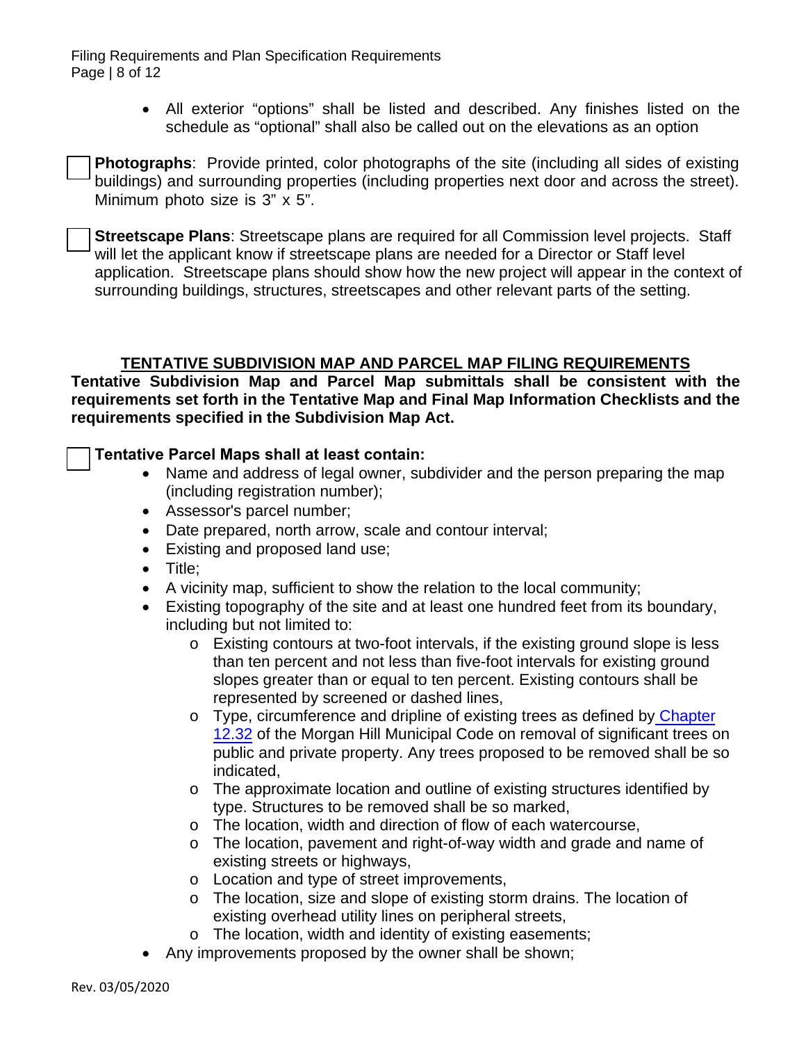- All exterior "options" shall be listed and described. Any finishes listed on the schedule as "optional" shall also be called out on the elevations as an option

☐ **Photographs**: Provide printed, color photographs of the site (including all sides of existing buildings) and surrounding properties (including properties next door and across the street). Minimum photo size is 3" x 5".

☐ **Streetscape Plans**: Streetscape plans are required for all Commission level projects. Staff will let the applicant know if streetscape plans are needed for a Director or Staff level application. Streetscape plans should show how the new project will appear in the context of surrounding buildings, structures, streetscapes and other relevant parts of the setting.

## TENTATIVE SUBDIVISION MAP AND PARCEL MAP FILING REQUIREMENTS

**Tentative Subdivision Map and Parcel Map submittals shall be consistent with the requirements set forth in the Tentative Map and Final Map Information Checklists and the requirements specified in the Subdivision Map Act.**

☐ **Tentative Parcel Maps shall at least contain:**

- Name and address of legal owner, subdivider and the person preparing the map (including registration number);
- Assessor's parcel number;
- Date prepared, north arrow, scale and contour interval;
- Existing and proposed land use;
- Title;
- A vicinity map, sufficient to show the relation to the local community;
- Existing topography of the site and at least one hundred feet from its boundary, including but not limited to:
  - Existing contours at two-foot intervals, if the existing ground slope is less than ten percent and not less than five-foot intervals for existing ground slopes greater than or equal to ten percent. Existing contours shall be represented by screened or dashed lines,
  - Type, circumference and dripline of existing trees as defined by Chapter 12.32 of the Morgan Hill Municipal Code on removal of significant trees on public and private property. Any trees proposed to be removed shall be so indicated,
  - The approximate location and outline of existing structures identified by type. Structures to be removed shall be so marked,
  - The location, width and direction of flow of each watercourse,
  - The location, pavement and right-of-way width and grade and name of existing streets or highways,
  - Location and type of street improvements,
  - The location, size and slope of existing storm drains. The location of existing overhead utility lines on peripheral streets,
  - The location, width and identity of existing easements;
- Any improvements proposed by the owner shall be shown;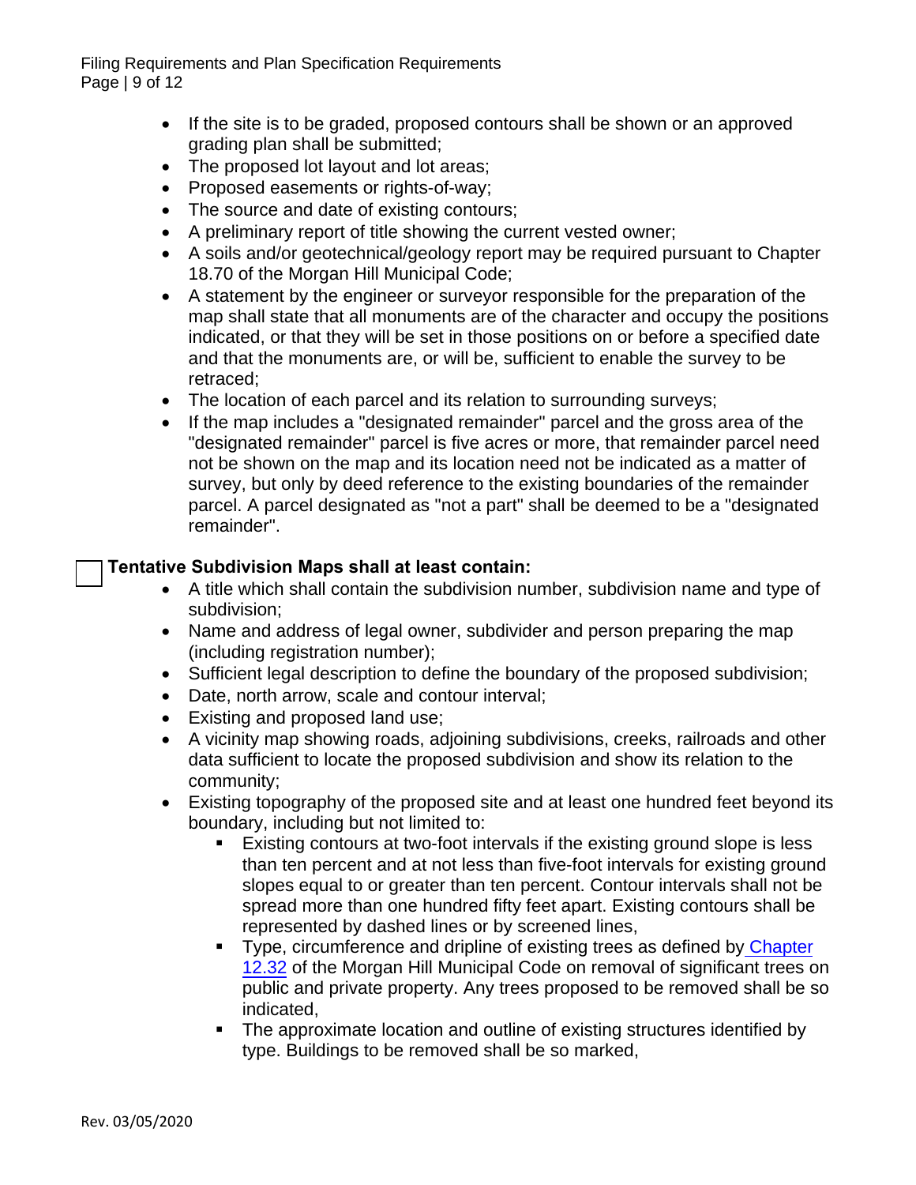- If the site is to be graded, proposed contours shall be shown or an approved grading plan shall be submitted;
- The proposed lot layout and lot areas;
- Proposed easements or rights-of-way;
- The source and date of existing contours;
- A preliminary report of title showing the current vested owner;
- A soils and/or geotechnical/geology report may be required pursuant to Chapter 18.70 of the Morgan Hill Municipal Code;
- A statement by the engineer or surveyor responsible for the preparation of the map shall state that all monuments are of the character and occupy the positions indicated, or that they will be set in those positions on or before a specified date and that the monuments are, or will be, sufficient to enable the survey to be retraced;
- The location of each parcel and its relation to surrounding surveys;
- If the map includes a "designated remainder" parcel and the gross area of the "designated remainder" parcel is five acres or more, that remainder parcel need not be shown on the map and its location need not be indicated as a matter of survey, but only by deed reference to the existing boundaries of the remainder parcel. A parcel designated as "not a part" shall be deemed to be a "designated remainder".

☐ **Tentative Subdivision Maps shall at least contain:**

- A title which shall contain the subdivision number, subdivision name and type of subdivision;
- Name and address of legal owner, subdivider and person preparing the map (including registration number);
- Sufficient legal description to define the boundary of the proposed subdivision;
- Date, north arrow, scale and contour interval;
- Existing and proposed land use;
- A vicinity map showing roads, adjoining subdivisions, creeks, railroads and other data sufficient to locate the proposed subdivision and show its relation to the community;
- Existing topography of the proposed site and at least one hundred feet beyond its boundary, including but not limited to:
  - Existing contours at two-foot intervals if the existing ground slope is less than ten percent and at not less than five-foot intervals for existing ground slopes equal to or greater than ten percent. Contour intervals shall not be spread more than one hundred fifty feet apart. Existing contours shall be represented by dashed lines or by screened lines,
  - Type, circumference and dripline of existing trees as defined by Chapter 12.32 of the Morgan Hill Municipal Code on removal of significant trees on public and private property. Any trees proposed to be removed shall be so indicated,
  - The approximate location and outline of existing structures identified by type. Buildings to be removed shall be so marked,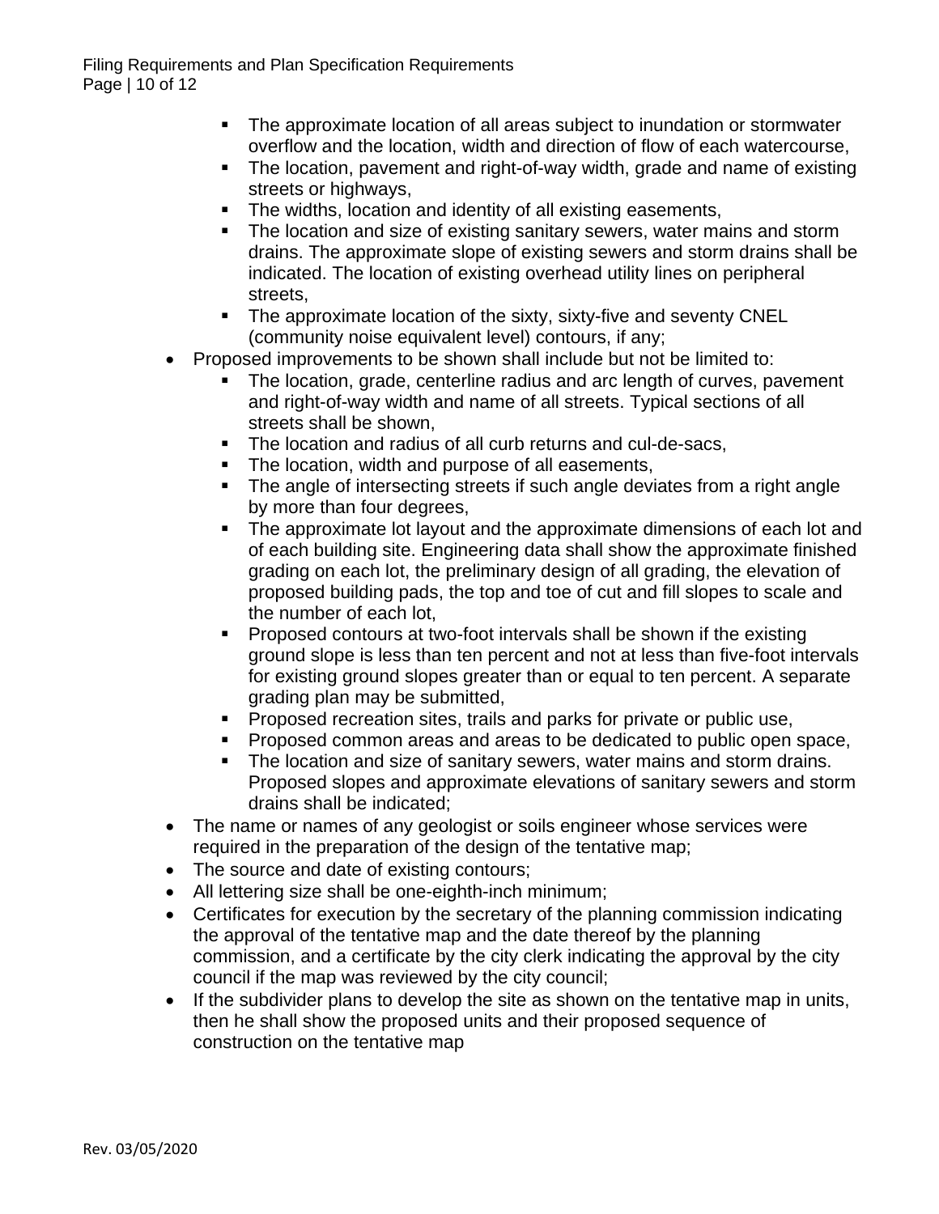- The approximate location of all areas subject to inundation or stormwater overflow and the location, width and direction of flow of each watercourse,
  - The location, pavement and right-of-way width, grade and name of existing streets or highways,
  - The widths, location and identity of all existing easements,
  - The location and size of existing sanitary sewers, water mains and storm drains. The approximate slope of existing sewers and storm drains shall be indicated. The location of existing overhead utility lines on peripheral streets,
  - The approximate location of the sixty, sixty-five and seventy CNEL (community noise equivalent level) contours, if any;
- Proposed improvements to be shown shall include but not be limited to:
  - The location, grade, centerline radius and arc length of curves, pavement and right-of-way width and name of all streets. Typical sections of all streets shall be shown,
  - The location and radius of all curb returns and cul-de-sacs,
  - The location, width and purpose of all easements,
  - The angle of intersecting streets if such angle deviates from a right angle by more than four degrees,
  - The approximate lot layout and the approximate dimensions of each lot and of each building site. Engineering data shall show the approximate finished grading on each lot, the preliminary design of all grading, the elevation of proposed building pads, the top and toe of cut and fill slopes to scale and the number of each lot,
  - Proposed contours at two-foot intervals shall be shown if the existing ground slope is less than ten percent and not at less than five-foot intervals for existing ground slopes greater than or equal to ten percent. A separate grading plan may be submitted,
  - Proposed recreation sites, trails and parks for private or public use,
  - Proposed common areas and areas to be dedicated to public open space,
  - The location and size of sanitary sewers, water mains and storm drains. Proposed slopes and approximate elevations of sanitary sewers and storm drains shall be indicated;
- The name or names of any geologist or soils engineer whose services were required in the preparation of the design of the tentative map;
- The source and date of existing contours;
- All lettering size shall be one-eighth-inch minimum;
- Certificates for execution by the secretary of the planning commission indicating the approval of the tentative map and the date thereof by the planning commission, and a certificate by the city clerk indicating the approval by the city council if the map was reviewed by the city council;
- If the subdivider plans to develop the site as shown on the tentative map in units, then he shall show the proposed units and their proposed sequence of construction on the tentative map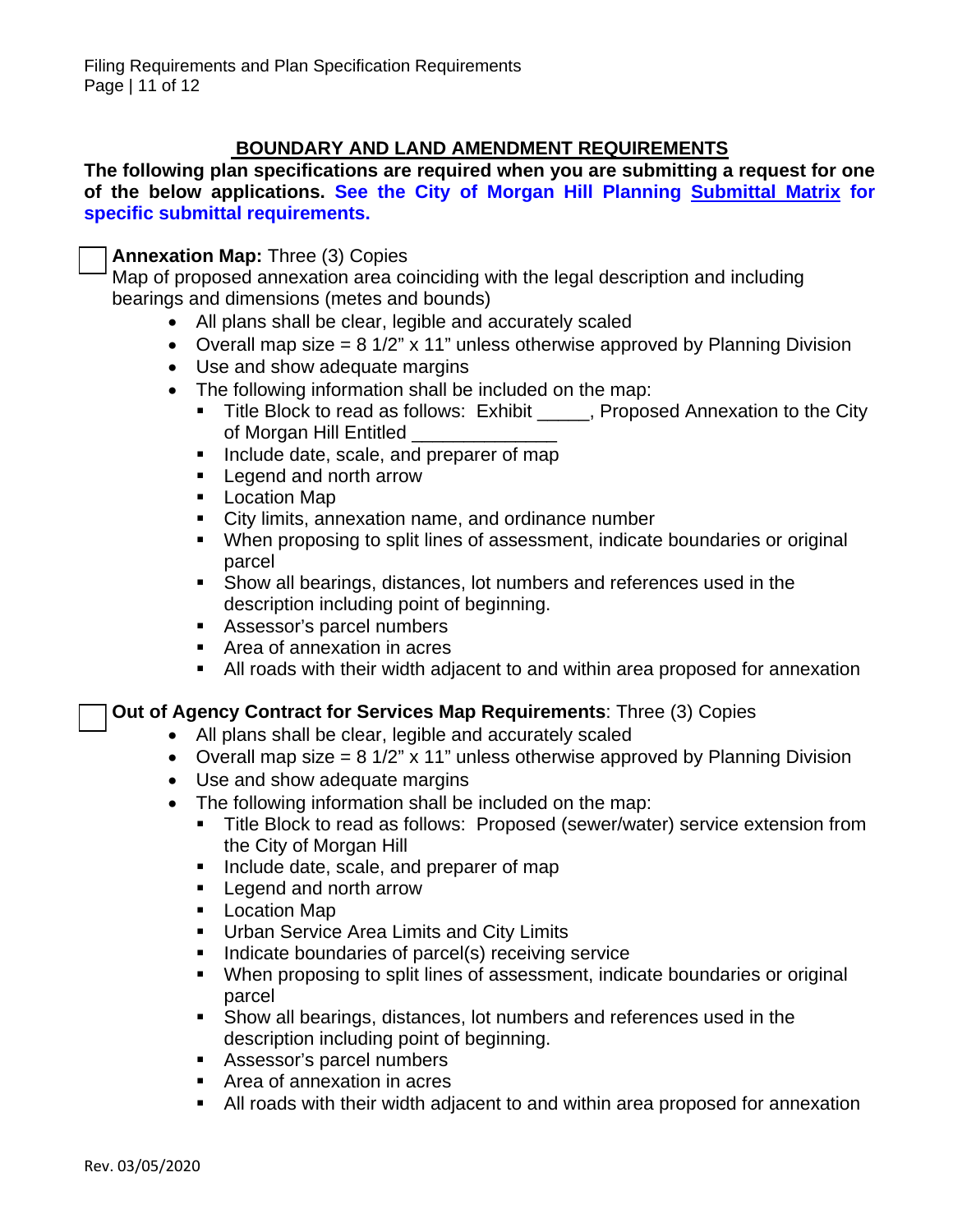## BOUNDARY AND LAND AMENDMENT REQUIREMENTS

**The following plan specifications are required when you are submitting a request for one of the below applications. See the City of Morgan Hill Planning Submittal Matrix for specific submittal requirements.**

☐ **Annexation Map:** Three (3) Copies

Map of proposed annexation area coinciding with the legal description and including bearings and dimensions (metes and bounds)

- All plans shall be clear, legible and accurately scaled
- Overall map size = 8 1/2" x 11" unless otherwise approved by Planning Division
- Use and show adequate margins
- The following information shall be included on the map:
  - Title Block to read as follows: Exhibit _____, Proposed Annexation to the City of Morgan Hill Entitled _____________
  - Include date, scale, and preparer of map
  - Legend and north arrow
  - Location Map
  - City limits, annexation name, and ordinance number
  - When proposing to split lines of assessment, indicate boundaries or original parcel
  - Show all bearings, distances, lot numbers and references used in the description including point of beginning.
  - Assessor's parcel numbers
  - Area of annexation in acres
  - All roads with their width adjacent to and within area proposed for annexation

☐ **Out of Agency Contract for Services Map Requirements**: Three (3) Copies

- All plans shall be clear, legible and accurately scaled
- Overall map size = 8 1/2" x 11" unless otherwise approved by Planning Division
- Use and show adequate margins
- The following information shall be included on the map:
  - Title Block to read as follows: Proposed (sewer/water) service extension from the City of Morgan Hill
  - Include date, scale, and preparer of map
  - Legend and north arrow
  - Location Map
  - Urban Service Area Limits and City Limits
  - Indicate boundaries of parcel(s) receiving service
  - When proposing to split lines of assessment, indicate boundaries or original parcel
  - Show all bearings, distances, lot numbers and references used in the description including point of beginning.
  - Assessor's parcel numbers
  - Area of annexation in acres
  - All roads with their width adjacent to and within area proposed for annexation

Rev. 03/05/2020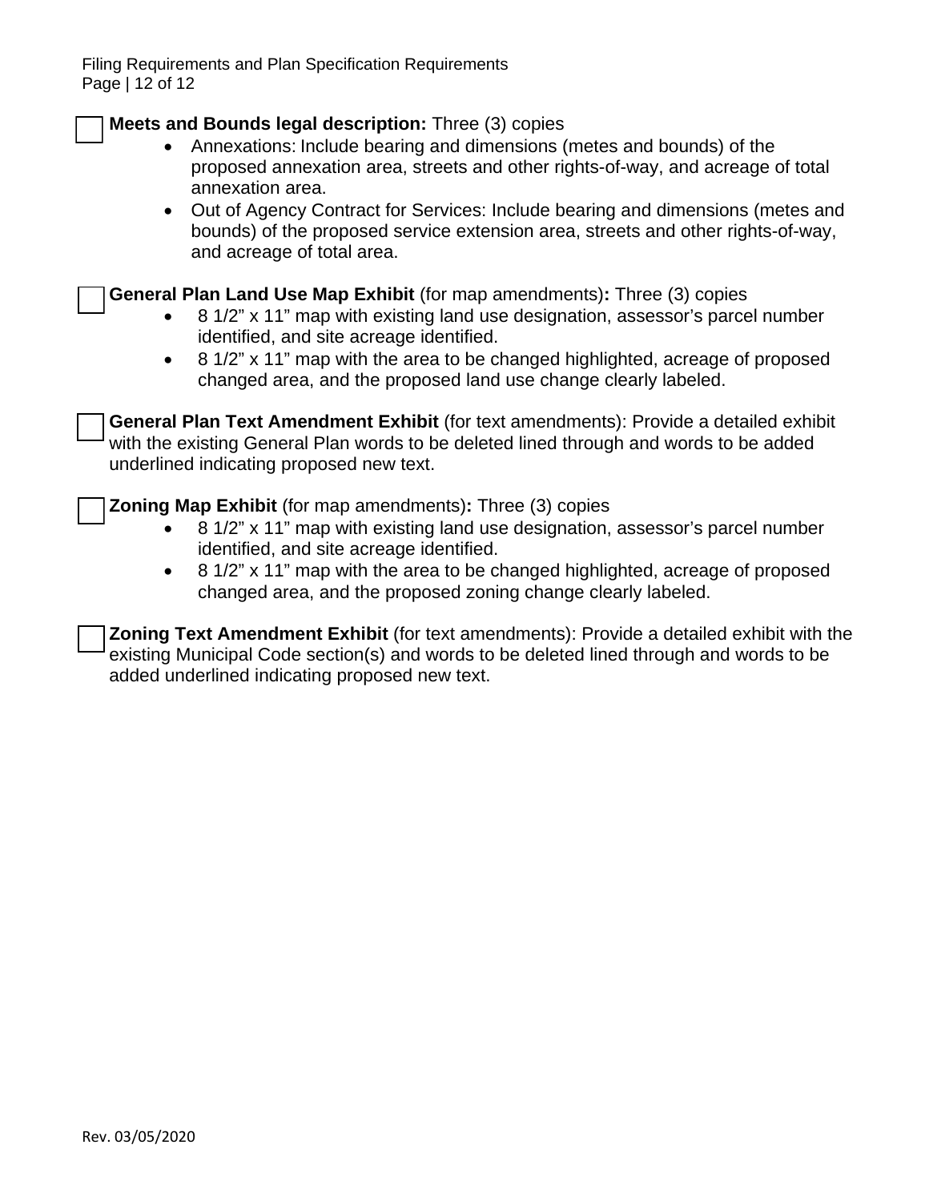- [ ] **Meets and Bounds legal description:** Three (3) copies
  - Annexations: Include bearing and dimensions (metes and bounds) of the proposed annexation area, streets and other rights-of-way, and acreage of total annexation area.
  - Out of Agency Contract for Services: Include bearing and dimensions (metes and bounds) of the proposed service extension area, streets and other rights-of-way, and acreage of total area.

- [ ] **General Plan Land Use Map Exhibit** (for map amendments)**:** Three (3) copies
  - 8 1/2" x 11" map with existing land use designation, assessor's parcel number identified, and site acreage identified.
  - 8 1/2" x 11" map with the area to be changed highlighted, acreage of proposed changed area, and the proposed land use change clearly labeled.

- [ ] **General Plan Text Amendment Exhibit** (for text amendments): Provide a detailed exhibit with the existing General Plan words to be deleted lined through and words to be added underlined indicating proposed new text.

- [ ] **Zoning Map Exhibit** (for map amendments)**:** Three (3) copies
  - 8 1/2" x 11" map with existing land use designation, assessor's parcel number identified, and site acreage identified.
  - 8 1/2" x 11" map with the area to be changed highlighted, acreage of proposed changed area, and the proposed zoning change clearly labeled.

- [ ] **Zoning Text Amendment Exhibit** (for text amendments): Provide a detailed exhibit with the existing Municipal Code section(s) and words to be deleted lined through and words to be added underlined indicating proposed new text.

Rev. 03/05/2020